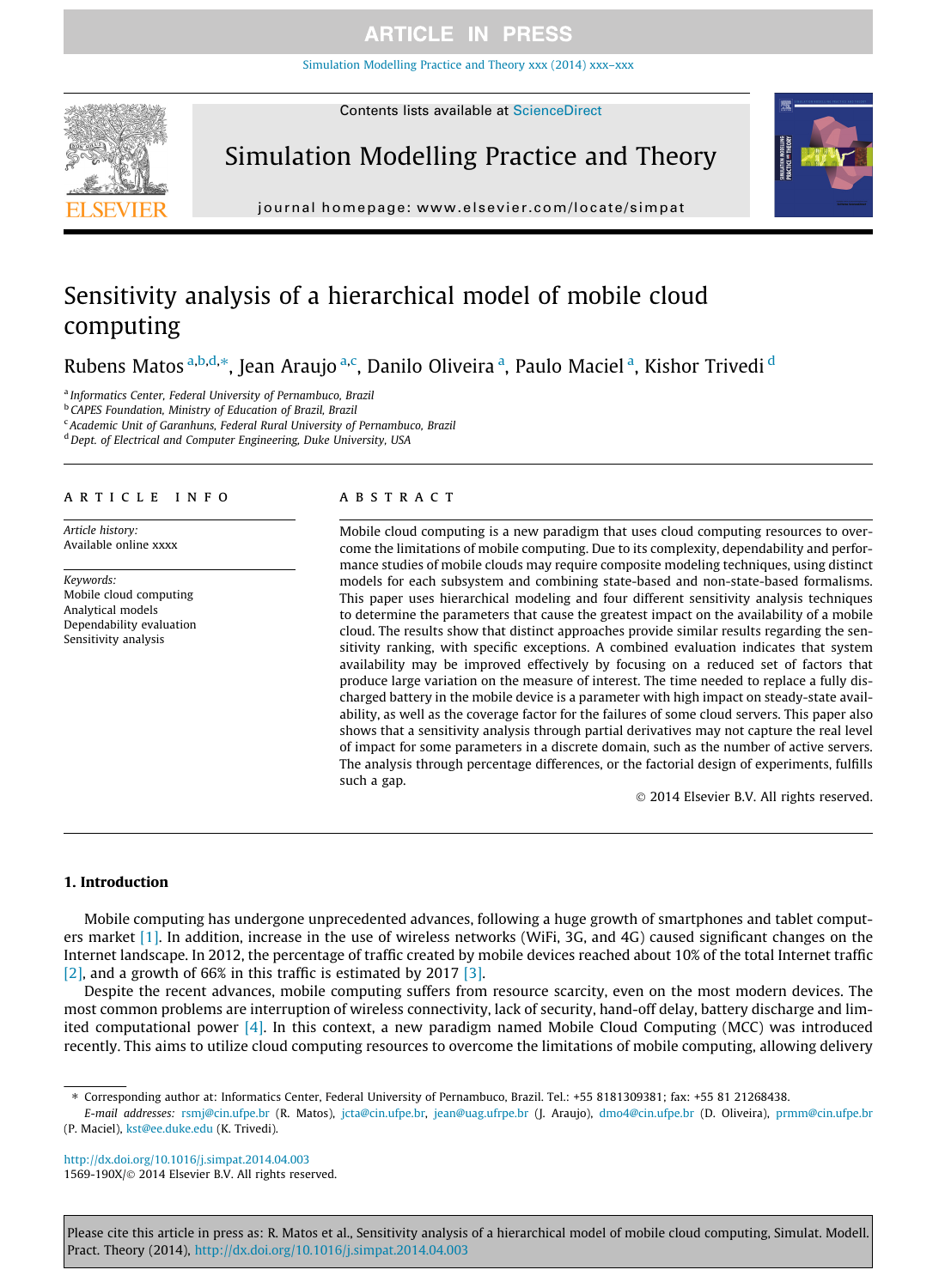# Sensitivity analysis of a hierarchical model of mobile cloud computing

Rubens Matos [a,b,d,*], Jean Araujo [a,c], Danilo Oliveira [a], Paulo Maciel [a], Kishor Trivedi [d]

[a] Informatics Center, Federal University of Pernambuco, Brazil
[b] CAPES Foundation, Ministry of Education of Brazil, Brazil
[c] Academic Unit of Garanhuns, Federal Rural University of Pernambuco, Brazil
[d] Dept. of Electrical and Computer Engineering, Duke University, USA

## ARTICLE INFO

*Article history:*
Available online xxxx

*Keywords:*
Mobile cloud computing
Analytical models
Dependability evaluation
Sensitivity analysis

## ABSTRACT

Mobile cloud computing is a new paradigm that uses cloud computing resources to overcome the limitations of mobile computing. Due to its complexity, dependability and performance studies of mobile clouds may require composite modeling techniques, using distinct models for each subsystem and combining state-based and non-state-based formalisms. This paper uses hierarchical modeling and four different sensitivity analysis techniques to determine the parameters that cause the greatest impact on the availability of a mobile cloud. The results show that distinct approaches provide similar results regarding the sensitivity ranking, with specific exceptions. A combined evaluation indicates that system availability may be improved effectively by focusing on a reduced set of factors that produce large variation on the measure of interest. The time needed to replace a fully discharged battery in the mobile device is a parameter with high impact on steady-state availability, as well as the coverage factor for the failures of some cloud servers. This paper also shows that a sensitivity analysis through partial derivatives may not capture the real level of impact for some parameters in a discrete domain, such as the number of active servers. The analysis through percentage differences, or the factorial design of experiments, fulfills such a gap.

© 2014 Elsevier B.V. All rights reserved.

## 1. Introduction

Mobile computing has undergone unprecedented advances, following a huge growth of smartphones and tablet computers market [1]. In addition, increase in the use of wireless networks (WiFi, 3G, and 4G) caused significant changes on the Internet landscape. In 2012, the percentage of traffic created by mobile devices reached about 10% of the total Internet traffic [2], and a growth of 66% in this traffic is estimated by 2017 [3].

Despite the recent advances, mobile computing suffers from resource scarcity, even on the most modern devices. The most common problems are interruption of wireless connectivity, lack of security, hand-off delay, battery discharge and limited computational power [4]. In this context, a new paradigm named Mobile Cloud Computing (MCC) was introduced recently. This aims to utilize cloud computing resources to overcome the limitations of mobile computing, allowing delivery

* Corresponding author at: Informatics Center, Federal University of Pernambuco, Brazil. Tel.: +55 8181309381; fax: +55 81 21268438.
*E-mail addresses:* rsmj@cin.ufpe.br (R. Matos), jcta@cin.ufpe.br, jean@uag.ufrpe.br (J. Araujo), dmo4@cin.ufpe.br (D. Oliveira), prmm@cin.ufpe.br (P. Maciel), kst@ee.duke.edu (K. Trivedi).

http://dx.doi.org/10.1016/j.simpat.2014.04.003
1569-190X/© 2014 Elsevier B.V. All rights reserved.

Please cite this article in press as: R. Matos et al., Sensitivity analysis of a hierarchical model of mobile cloud computing, Simulat. Modell. Pract. Theory (2014), http://dx.doi.org/10.1016/j.simpat.2014.04.003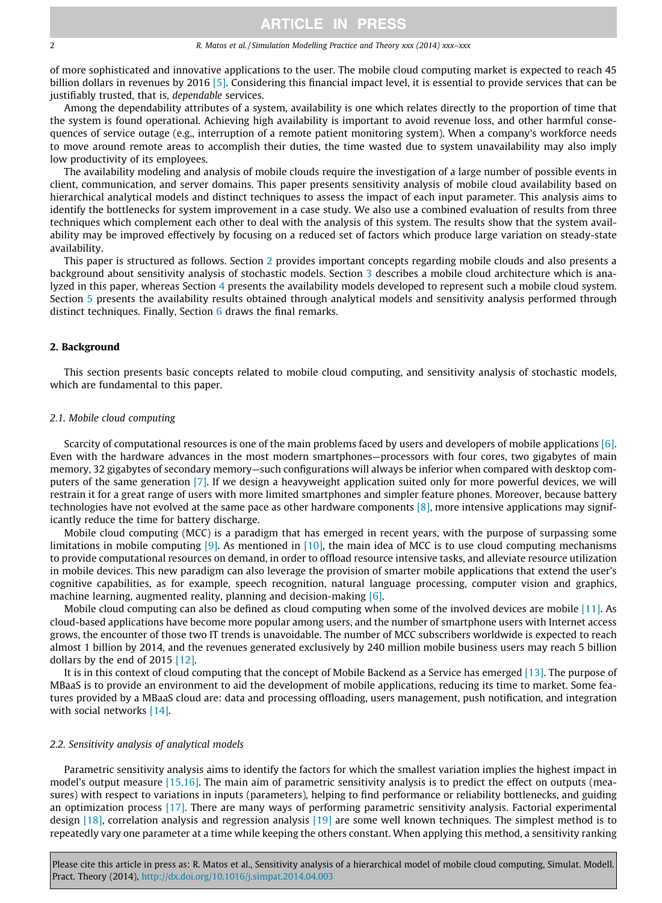of more sophisticated and innovative applications to the user. The mobile cloud computing market is expected to reach 45 billion dollars in revenues by 2016 [5]. Considering this financial impact level, it is essential to provide services that can be justifiably trusted, that is, *dependable* services.

Among the dependability attributes of a system, availability is one which relates directly to the proportion of time that the system is found operational. Achieving high availability is important to avoid revenue loss, and other harmful consequences of service outage (e.g., interruption of a remote patient monitoring system). When a company's workforce needs to move around remote areas to accomplish their duties, the time wasted due to system unavailability may also imply low productivity of its employees.

The availability modeling and analysis of mobile clouds require the investigation of a large number of possible events in client, communication, and server domains. This paper presents sensitivity analysis of mobile cloud availability based on hierarchical analytical models and distinct techniques to assess the impact of each input parameter. This analysis aims to identify the bottlenecks for system improvement in a case study. We also use a combined evaluation of results from three techniques which complement each other to deal with the analysis of this system. The results show that the system availability may be improved effectively by focusing on a reduced set of factors which produce large variation on steady-state availability.

This paper is structured as follows. Section 2 provides important concepts regarding mobile clouds and also presents a background about sensitivity analysis of stochastic models. Section 3 describes a mobile cloud architecture which is analyzed in this paper, whereas Section 4 presents the availability models developed to represent such a mobile cloud system. Section 5 presents the availability results obtained through analytical models and sensitivity analysis performed through distinct techniques. Finally, Section 6 draws the final remarks.

## 2. Background

This section presents basic concepts related to mobile cloud computing, and sensitivity analysis of stochastic models, which are fundamental to this paper.

### 2.1. Mobile cloud computing

Scarcity of computational resources is one of the main problems faced by users and developers of mobile applications [6]. Even with the hardware advances in the most modern smartphones—processors with four cores, two gigabytes of main memory, 32 gigabytes of secondary memory—such configurations will always be inferior when compared with desktop computers of the same generation [7]. If we design a heavyweight application suited only for more powerful devices, we will restrain it for a great range of users with more limited smartphones and simpler feature phones. Moreover, because battery technologies have not evolved at the same pace as other hardware components [8], more intensive applications may significantly reduce the time for battery discharge.

Mobile cloud computing (MCC) is a paradigm that has emerged in recent years, with the purpose of surpassing some limitations in mobile computing [9]. As mentioned in [10], the main idea of MCC is to use cloud computing mechanisms to provide computational resources on demand, in order to offload resource intensive tasks, and alleviate resource utilization in mobile devices. This new paradigm can also leverage the provision of smarter mobile applications that extend the user's cognitive capabilities, as for example, speech recognition, natural language processing, computer vision and graphics, machine learning, augmented reality, planning and decision-making [6].

Mobile cloud computing can also be defined as cloud computing when some of the involved devices are mobile [11]. As cloud-based applications have become more popular among users, and the number of smartphone users with Internet access grows, the encounter of those two IT trends is unavoidable. The number of MCC subscribers worldwide is expected to reach almost 1 billion by 2014, and the revenues generated exclusively by 240 million mobile business users may reach 5 billion dollars by the end of 2015 [12].

It is in this context of cloud computing that the concept of Mobile Backend as a Service has emerged [13]. The purpose of MBaaS is to provide an environment to aid the development of mobile applications, reducing its time to market. Some features provided by a MBaaS cloud are: data and processing offloading, users management, push notification, and integration with social networks [14].

### 2.2. Sensitivity analysis of analytical models

Parametric sensitivity analysis aims to identify the factors for which the smallest variation implies the highest impact in model's output measure [15,16]. The main aim of parametric sensitivity analysis is to predict the effect on outputs (measures) with respect to variations in inputs (parameters), helping to find performance or reliability bottlenecks, and guiding an optimization process [17]. There are many ways of performing parametric sensitivity analysis. Factorial experimental design [18], correlation analysis and regression analysis [19] are some well known techniques. The simplest method is to repeatedly vary one parameter at a time while keeping the others constant. When applying this method, a sensitivity ranking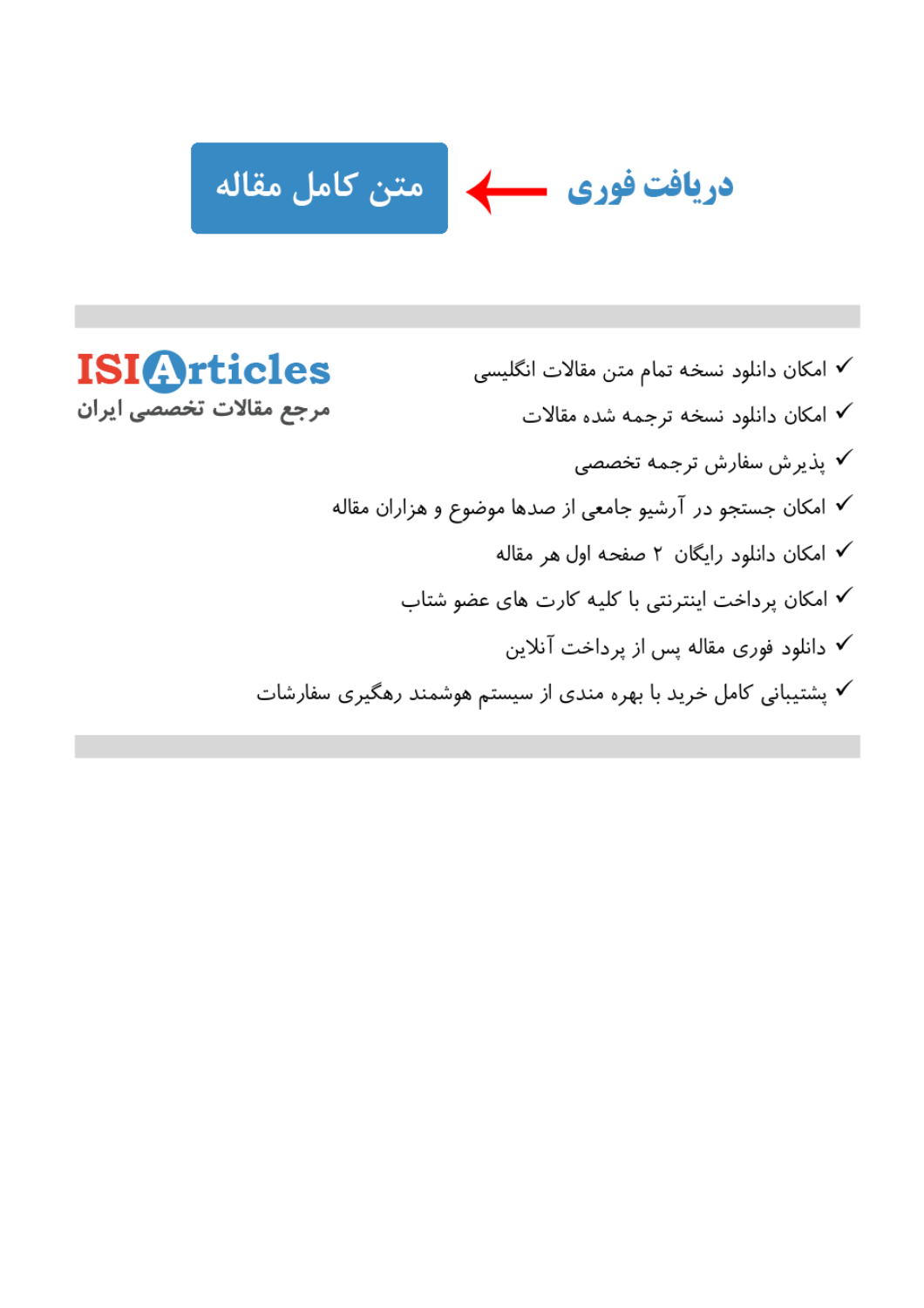دریافت فوری ← **متن کامل مقاله**

**ISIArticles**
مرجع مقالات تخصصی ایران

- ✓ امکان دانلود نسخه تمام متن مقالات انگلیسی
- ✓ امکان دانلود نسخه ترجمه شده مقالات
- ✓ پذیرش سفارش ترجمه تخصصی
- ✓ امکان جستجو در آرشیو جامعی از صدها موضوع و هزاران مقاله
- ✓ امکان دانلود رایگان ۲ صفحه اول هر مقاله
- ✓ امکان پرداخت اینترنتی با کلیه کارت های عضو شتاب
- ✓ دانلود فوری مقاله پس از پرداخت آنلاین
- ✓ پشتیبانی کامل خرید با بهره مندی از سیستم هوشمند رهگیری سفارشات